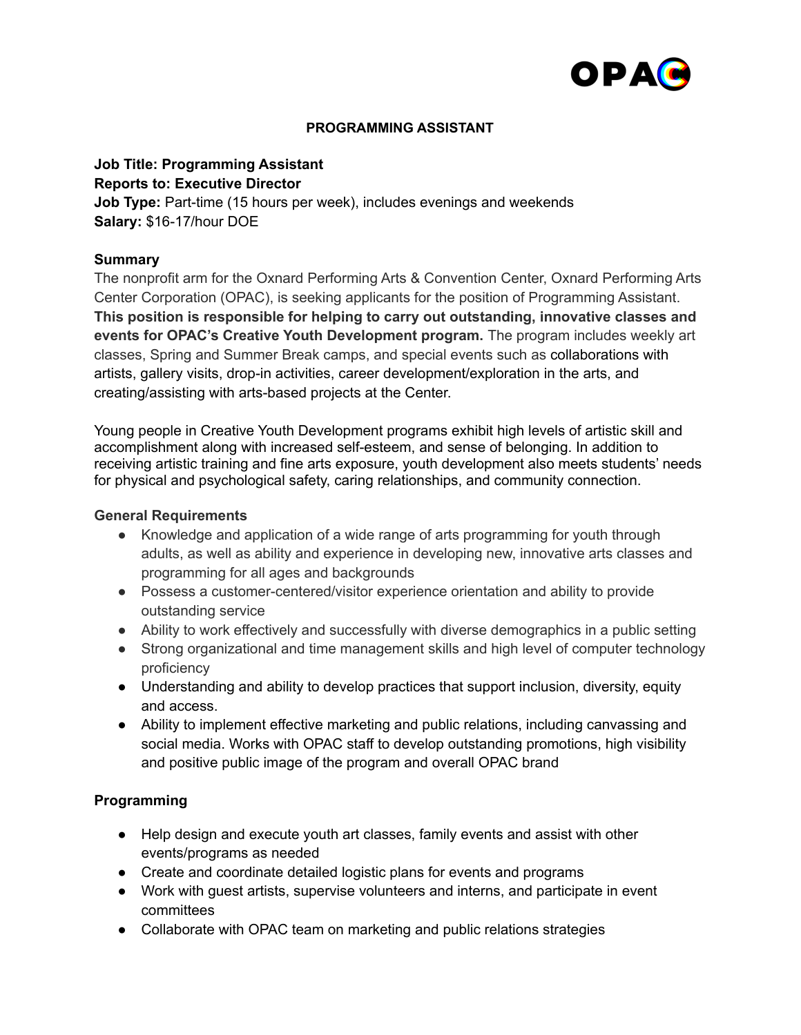OPAC

# PROGRAMMING ASSISTANT

**Job Title: Programming Assistant**
**Reports to: Executive Director**
**Job Type:** Part-time (15 hours per week), includes evenings and weekends
**Salary:** $16-17/hour DOE

## Summary

The nonprofit arm for the Oxnard Performing Arts & Convention Center, Oxnard Performing Arts Center Corporation (OPAC), is seeking applicants for the position of Programming Assistant. **This position is responsible for helping to carry out outstanding, innovative classes and events for OPAC's Creative Youth Development program.** The program includes weekly art classes, Spring and Summer Break camps, and special events such as collaborations with artists, gallery visits, drop-in activities, career development/exploration in the arts, and creating/assisting with arts-based projects at the Center.

Young people in Creative Youth Development programs exhibit high levels of artistic skill and accomplishment along with increased self-esteem, and sense of belonging. In addition to receiving artistic training and fine arts exposure, youth development also meets students' needs for physical and psychological safety, caring relationships, and community connection.

## General Requirements

- Knowledge and application of a wide range of arts programming for youth through adults, as well as ability and experience in developing new, innovative arts classes and programming for all ages and backgrounds
- Possess a customer-centered/visitor experience orientation and ability to provide outstanding service
- Ability to work effectively and successfully with diverse demographics in a public setting
- Strong organizational and time management skills and high level of computer technology proficiency
- Understanding and ability to develop practices that support inclusion, diversity, equity and access.
- Ability to implement effective marketing and public relations, including canvassing and social media. Works with OPAC staff to develop outstanding promotions, high visibility and positive public image of the program and overall OPAC brand

## Programming

- Help design and execute youth art classes, family events and assist with other events/programs as needed
- Create and coordinate detailed logistic plans for events and programs
- Work with guest artists, supervise volunteers and interns, and participate in event committees
- Collaborate with OPAC team on marketing and public relations strategies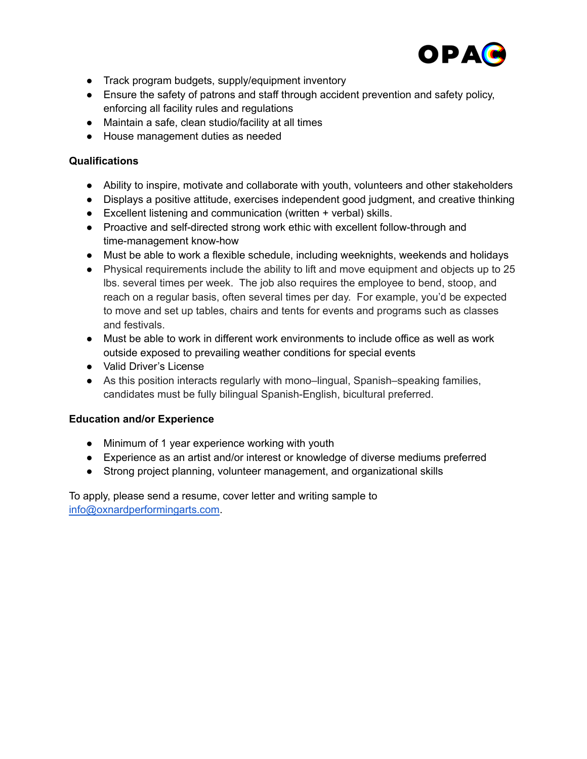- Track program budgets, supply/equipment inventory
- Ensure the safety of patrons and staff through accident prevention and safety policy, enforcing all facility rules and regulations
- Maintain a safe, clean studio/facility at all times
- House management duties as needed

**Qualifications**

- Ability to inspire, motivate and collaborate with youth, volunteers and other stakeholders
- Displays a positive attitude, exercises independent good judgment, and creative thinking
- Excellent listening and communication (written + verbal) skills.
- Proactive and self-directed strong work ethic with excellent follow-through and time-management know-how
- Must be able to work a flexible schedule, including weeknights, weekends and holidays
- Physical requirements include the ability to lift and move equipment and objects up to 25 lbs. several times per week. The job also requires the employee to bend, stoop, and reach on a regular basis, often several times per day. For example, you'd be expected to move and set up tables, chairs and tents for events and programs such as classes and festivals.
- Must be able to work in different work environments to include office as well as work outside exposed to prevailing weather conditions for special events
- Valid Driver's License
- As this position interacts regularly with mono–lingual, Spanish–speaking families, candidates must be fully bilingual Spanish-English, bicultural preferred.

**Education and/or Experience**

- Minimum of 1 year experience working with youth
- Experience as an artist and/or interest or knowledge of diverse mediums preferred
- Strong project planning, volunteer management, and organizational skills

To apply, please send a resume, cover letter and writing sample to info@oxnardperformingarts.com.